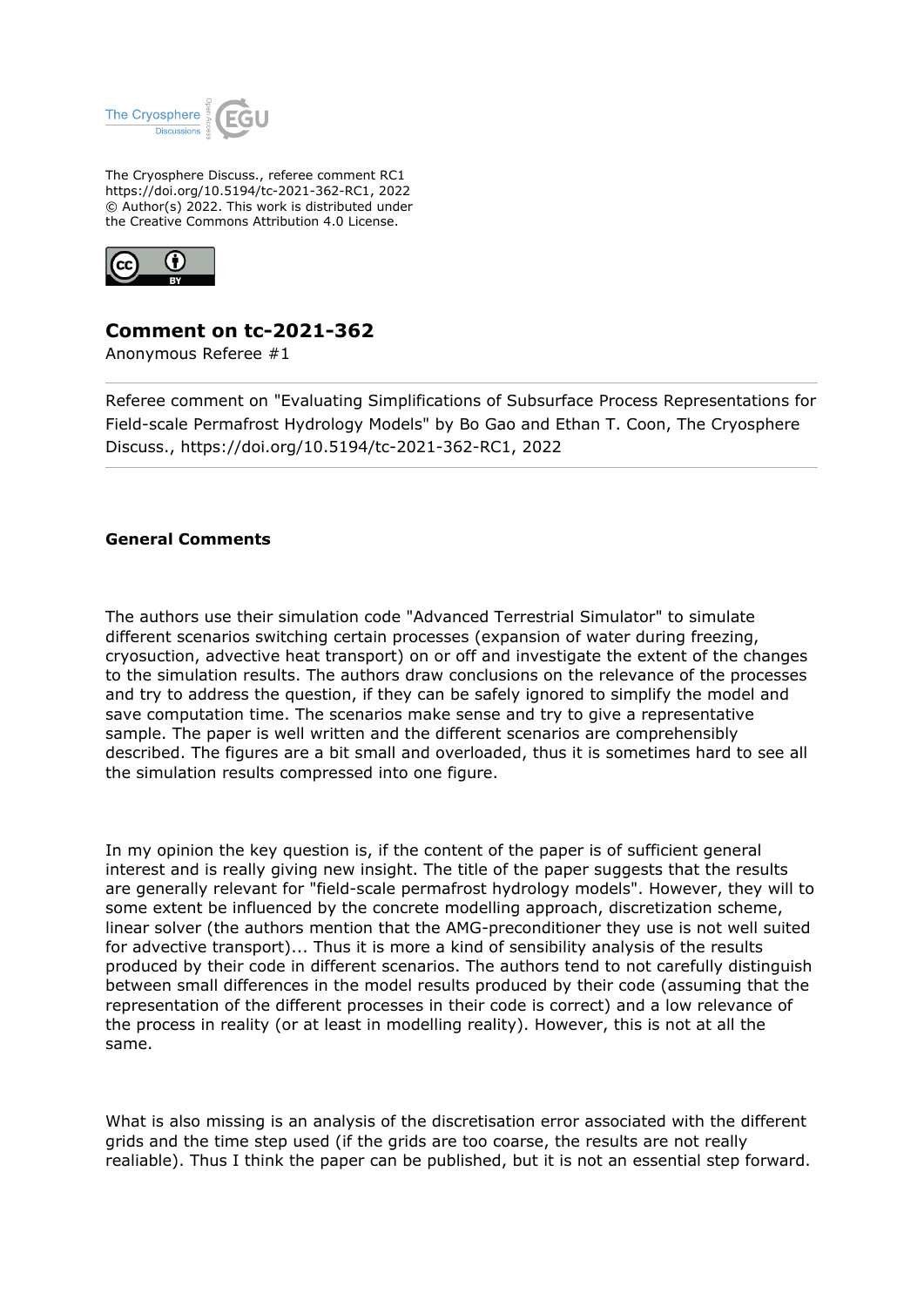The Cryosphere Discuss., referee comment RC1
https://doi.org/10.5194/tc-2021-362-RC1, 2022
© Author(s) 2022. This work is distributed under
the Creative Commons Attribution 4.0 License.

# Comment on tc-2021-362

Anonymous Referee #1

Referee comment on "Evaluating Simplifications of Subsurface Process Representations for Field-scale Permafrost Hydrology Models" by Bo Gao and Ethan T. Coon, The Cryosphere Discuss., https://doi.org/10.5194/tc-2021-362-RC1, 2022

## General Comments

The authors use their simulation code "Advanced Terrestrial Simulator" to simulate different scenarios switching certain processes (expansion of water during freezing, cryosuction, advective heat transport) on or off and investigate the extent of the changes to the simulation results. The authors draw conclusions on the relevance of the processes and try to address the question, if they can be safely ignored to simplify the model and save computation time. The scenarios make sense and try to give a representative sample. The paper is well written and the different scenarios are comprehensibly described. The figures are a bit small and overloaded, thus it is sometimes hard to see all the simulation results compressed into one figure.

In my opinion the key question is, if the content of the paper is of sufficient general interest and is really giving new insight. The title of the paper suggests that the results are generally relevant for "field-scale permafrost hydrology models". However, they will to some extent be influenced by the concrete modelling approach, discretization scheme, linear solver (the authors mention that the AMG-preconditioner they use is not well suited for advective transport)... Thus it is more a kind of sensibility analysis of the results produced by their code in different scenarios. The authors tend to not carefully distinguish between small differences in the model results produced by their code (assuming that the representation of the different processes in their code is correct) and a low relevance of the process in reality (or at least in modelling reality). However, this is not at all the same.

What is also missing is an analysis of the discretisation error associated with the different grids and the time step used (if the grids are too coarse, the results are not really realiable). Thus I think the paper can be published, but it is not an essential step forward.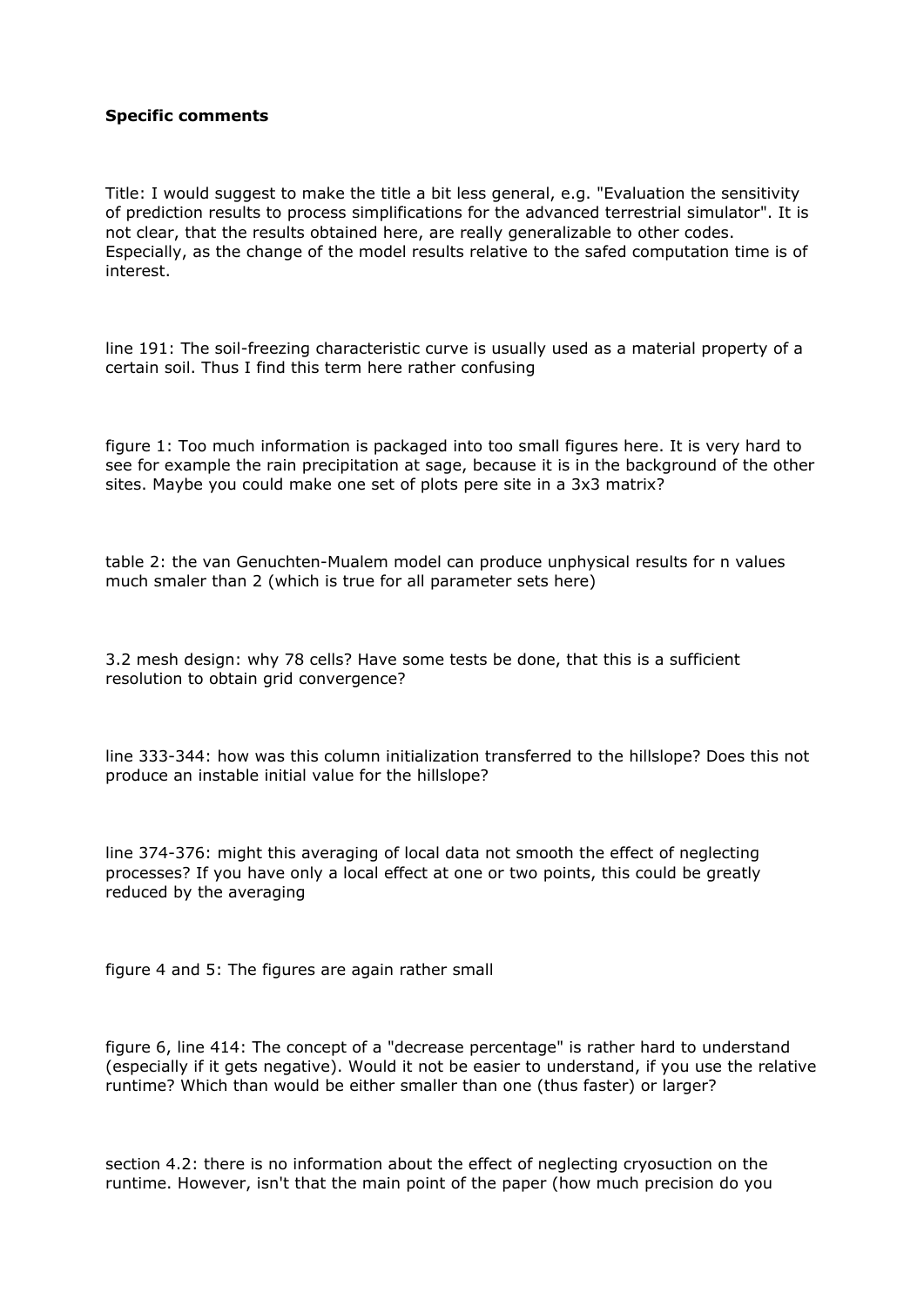**Specific comments**

Title: I would suggest to make the title a bit less general, e.g. "Evaluation the sensitivity of prediction results to process simplifications for the advanced terrestrial simulator". It is not clear, that the results obtained here, are really generalizable to other codes. Especially, as the change of the model results relative to the safed computation time is of interest.

line 191: The soil-freezing characteristic curve is usually used as a material property of a certain soil. Thus I find this term here rather confusing

figure 1: Too much information is packaged into too small figures here. It is very hard to see for example the rain precipitation at sage, because it is in the background of the other sites. Maybe you could make one set of plots pere site in a 3x3 matrix?

table 2: the van Genuchten-Mualem model can produce unphysical results for n values much smaler than 2 (which is true for all parameter sets here)

3.2 mesh design: why 78 cells? Have some tests be done, that this is a sufficient resolution to obtain grid convergence?

line 333-344: how was this column initialization transferred to the hillslope? Does this not produce an instable initial value for the hillslope?

line 374-376: might this averaging of local data not smooth the effect of neglecting processes? If you have only a local effect at one or two points, this could be greatly reduced by the averaging

figure 4 and 5: The figures are again rather small

figure 6, line 414: The concept of a "decrease percentage" is rather hard to understand (especially if it gets negative). Would it not be easier to understand, if you use the relative runtime? Which than would be either smaller than one (thus faster) or larger?

section 4.2: there is no information about the effect of neglecting cryosuction on the runtime. However, isn't that the main point of the paper (how much precision do you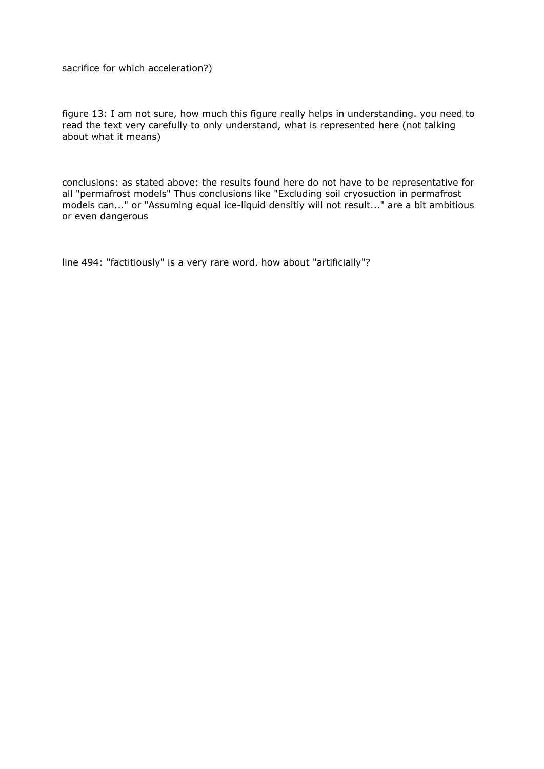sacrifice for which acceleration?)

figure 13: I am not sure, how much this figure really helps in understanding. you need to read the text very carefully to only understand, what is represented here (not talking about what it means)

conclusions: as stated above: the results found here do not have to be representative for all "permafrost models" Thus conclusions like "Excluding soil cryosuction in permafrost models can..." or "Assuming equal ice-liquid densitiy will not result..." are a bit ambitious or even dangerous

line 494: "factitiously" is a very rare word. how about "artificially"?